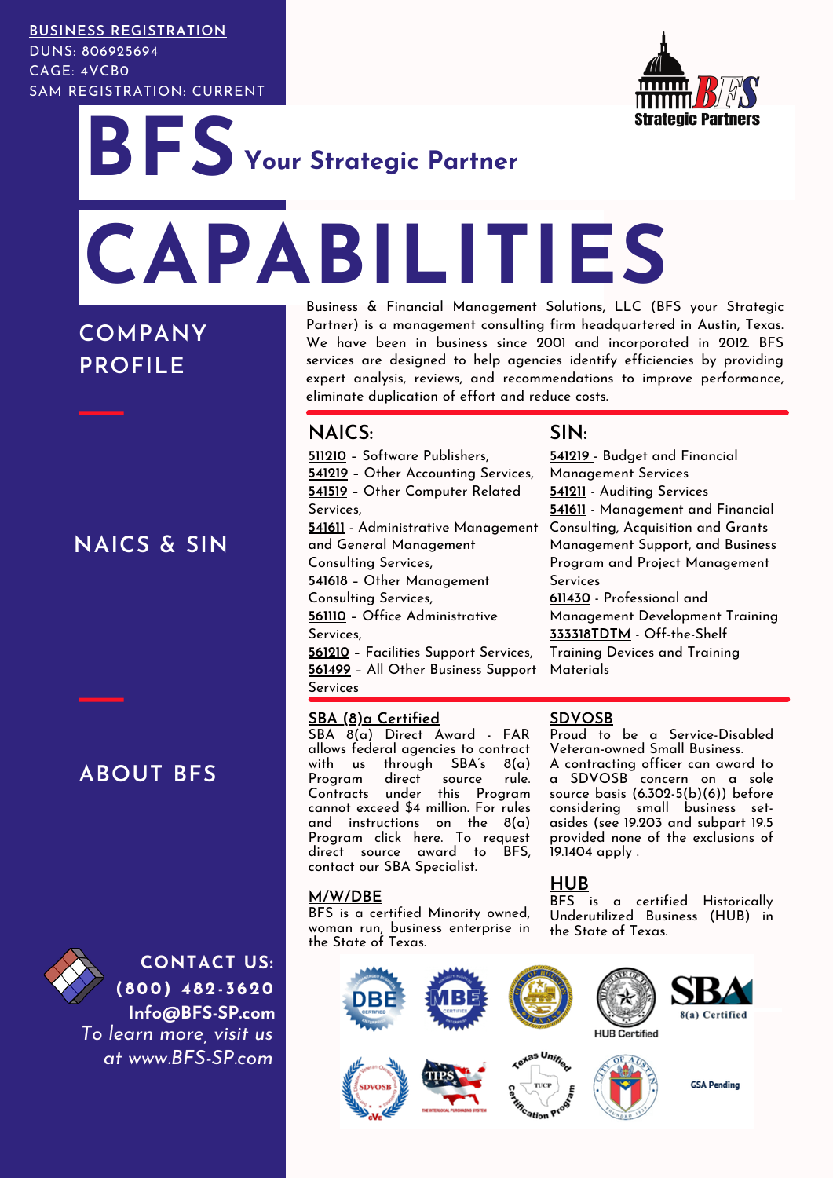**BUSINESS REGISTRATION**
DUNS: 806925694
CAGE: 4VCB0
SAM REGISTRATION: CURRENT

BFS Strategic Partners

# BFS Your Strategic Partner

# CAPABILITIES

## COMPANY PROFILE

Business & Financial Management Solutions, LLC (BFS your Strategic Partner) is a management consulting firm headquartered in Austin, Texas. We have been in business since 2001 and incorporated in 2012. BFS services are designed to help agencies identify efficiencies by providing expert analysis, reviews, and recommendations to improve performance, eliminate duplication of effort and reduce costs.

## NAICS & SIN

### NAICS:

- 511210 – Software Publishers,
- 541219 – Other Accounting Services,
- 541519 – Other Computer Related Services,
- 541611 - Administrative Management and General Management Consulting Services,
- 541618 – Other Management Consulting Services,
- 561110 – Office Administrative Services,
- 561210 – Facilities Support Services,
- 561499 – All Other Business Support Services

### SIN:

- 541219 - Budget and Financial Management Services
- 541211 - Auditing Services
- 541611 - Management and Financial Consulting, Acquisition and Grants Management Support, and Business Program and Project Management Services
- 611430 - Professional and Management Development Training
- 333318TDTM - Off-the-Shelf Training Devices and Training Materials

## ABOUT BFS

### SBA (8)a Certified

SBA 8(a) Direct Award - FAR allows federal agencies to contract with us through SBA's 8(a) Program direct source rule. Contracts under this Program cannot exceed $4 million. For rules and instructions on the 8(a) Program click here. To request direct source award to BFS, contact our SBA Specialist.

### M/W/DBE

BFS is a certified Minority owned, woman run, business enterprise in the State of Texas.

### SDVOSB

Proud to be a Service-Disabled Veteran-owned Small Business. A contracting officer can award to a SDVOSB concern on a sole source basis (6.302-5(b)(6)) before considering small business set-asides (see 19.203 and subpart 19.5 provided none of the exclusions of 19.1404 apply .

### HUB

BFS is a certified Historically Underutilized Business (HUB) in the State of Texas.

DBE · MBE · HUB Certified · SBA 8(a) Certified · SDVOSB · TIPS · Texas Unified Certification Program · GSA Pending

**CONTACT US:**
**(800) 482-3620**
**Info@BFS-SP.com**
*To learn more, visit us at www.BFS-SP.com*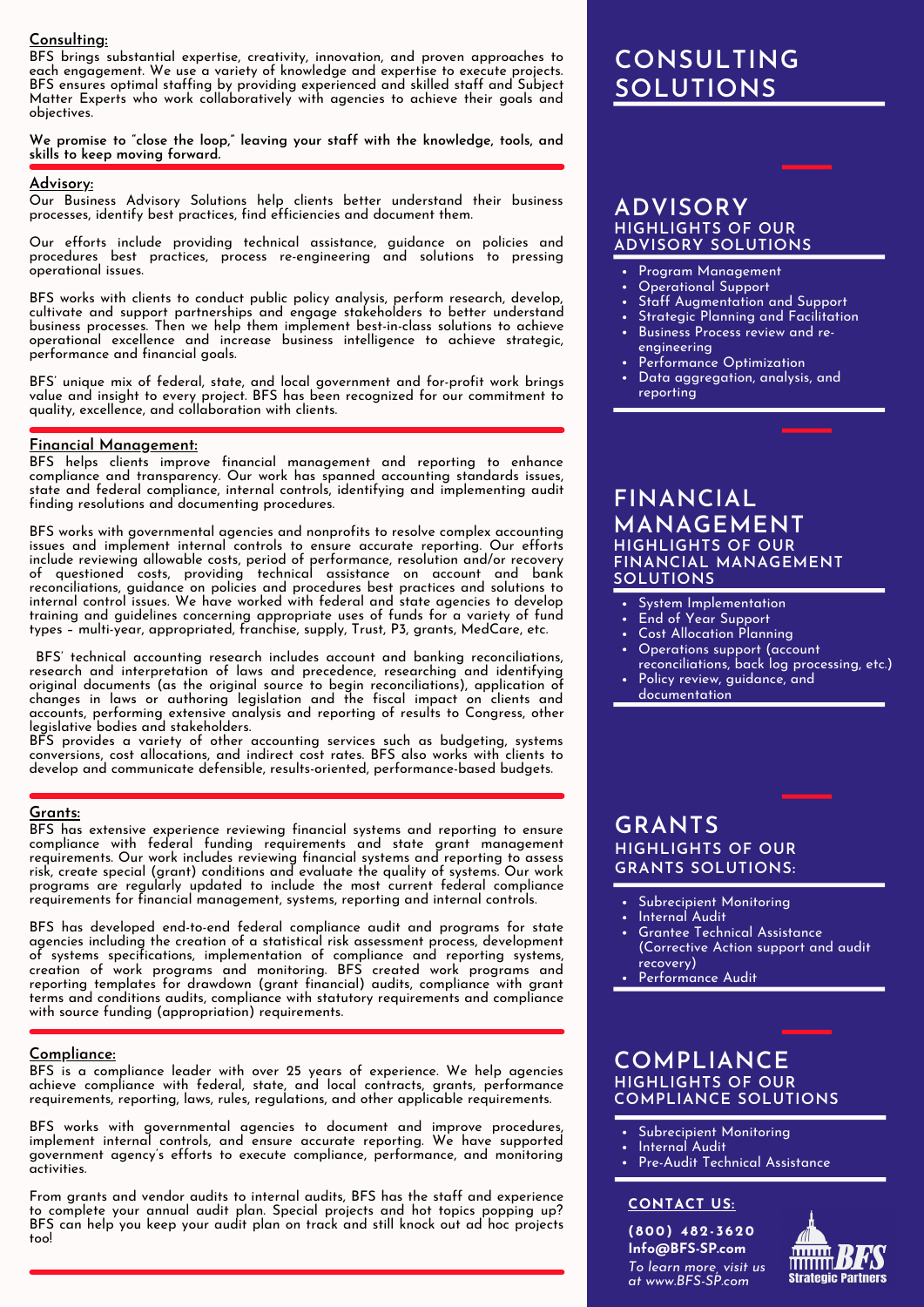**Consulting:**

BFS brings substantial expertise, creativity, innovation, and proven approaches to each engagement. We use a variety of knowledge and expertise to execute projects. BFS ensures optimal staffing by providing experienced and skilled staff and Subject Matter Experts who work collaboratively with agencies to achieve their goals and objectives.

**We promise to "close the loop," leaving your staff with the knowledge, tools, and skills to keep moving forward.**

**Advisory:**

Our Business Advisory Solutions help clients better understand their business processes, identify best practices, find efficiencies and document them.

Our efforts include providing technical assistance, guidance on policies and procedures best practices, process re-engineering and solutions to pressing operational issues.

BFS works with clients to conduct public policy analysis, perform research, develop, cultivate and support partnerships and engage stakeholders to better understand business processes. Then we help them implement best-in-class solutions to achieve operational excellence and increase business intelligence to achieve strategic, performance and financial goals.

BFS' unique mix of federal, state, and local government and for-profit work brings value and insight to every project. BFS has been recognized for our commitment to quality, excellence, and collaboration with clients.

**Financial Management:**

BFS helps clients improve financial management and reporting to enhance compliance and transparency. Our work has spanned accounting standards issues, state and federal compliance, internal controls, identifying and implementing audit finding resolutions and documenting procedures.

BFS works with governmental agencies and nonprofits to resolve complex accounting issues and implement internal controls to ensure accurate reporting. Our efforts include reviewing allowable costs, period of performance, resolution and/or recovery of questioned costs, providing technical assistance on account and bank reconciliations, guidance on policies and procedures best practices and solutions to internal control issues. We have worked with federal and state agencies to develop training and guidelines concerning appropriate uses of funds for a variety of fund types – multi-year, appropriated, franchise, supply, Trust, P3, grants, MedCare, etc.

BFS' technical accounting research includes account and banking reconciliations, research and interpretation of laws and precedence, researching and identifying original documents (as the original source to begin reconciliations), application of changes in laws or authoring legislation and the fiscal impact on clients and accounts, performing extensive analysis and reporting of results to Congress, other legislative bodies and stakeholders.
BFS provides a variety of other accounting services such as budgeting, systems conversions, cost allocations, and indirect cost rates. BFS also works with clients to develop and communicate defensible, results-oriented, performance-based budgets.

**Grants:**

BFS has extensive experience reviewing financial systems and reporting to ensure compliance with federal funding requirements and state grant management requirements. Our work includes reviewing financial systems and reporting to assess risk, create special (grant) conditions and evaluate the quality of systems. Our work programs are regularly updated to include the most current federal compliance requirements for financial management, systems, reporting and internal controls.

BFS has developed end-to-end federal compliance audit and programs for state agencies including the creation of a statistical risk assessment process, development of systems specifications, implementation of compliance and reporting systems, creation of work programs and monitoring. BFS created work programs and reporting templates for drawdown (grant financial) audits, compliance with grant terms and conditions audits, compliance with statutory requirements and compliance with source funding (appropriation) requirements.

**Compliance:**

BFS is a compliance leader with over 25 years of experience. We help agencies achieve compliance with federal, state, and local contracts, grants, performance requirements, reporting, laws, rules, regulations, and other applicable requirements.

BFS works with governmental agencies to document and improve procedures, implement internal controls, and ensure accurate reporting. We have supported government agency's efforts to execute compliance, performance, and monitoring activities.

From grants and vendor audits to internal audits, BFS has the staff and experience to complete your annual audit plan. Special projects and hot topics popping up? BFS can help you keep your audit plan on track and still knock out ad hoc projects too!

# CONSULTING SOLUTIONS

## ADVISORY

### HIGHLIGHTS OF OUR ADVISORY SOLUTIONS

- Program Management
- Operational Support
- Staff Augmentation and Support
- Strategic Planning and Facilitation
- Business Process review and re-engineering
- Performance Optimization
- Data aggregation, analysis, and reporting

## FINANCIAL MANAGEMENT

### HIGHLIGHTS OF OUR FINANCIAL MANAGEMENT SOLUTIONS

- System Implementation
- End of Year Support
- Cost Allocation Planning
- Operations support (account reconciliations, back log processing, etc.)
- Policy review, guidance, and documentation

## GRANTS

### HIGHLIGHTS OF OUR GRANTS SOLUTIONS:

- Subrecipient Monitoring
- Internal Audit
- Grantee Technical Assistance (Corrective Action support and audit recovery)
- Performance Audit

## COMPLIANCE

### HIGHLIGHTS OF OUR COMPLIANCE SOLUTIONS

- Subrecipient Monitoring
- Internal Audit
- Pre-Audit Technical Assistance

**CONTACT US:**

**(800) 482-3620**
**Info@BFS-SP.com**
*To learn more, visit us at www.BFS-SP.com*

BFS Strategic Partners